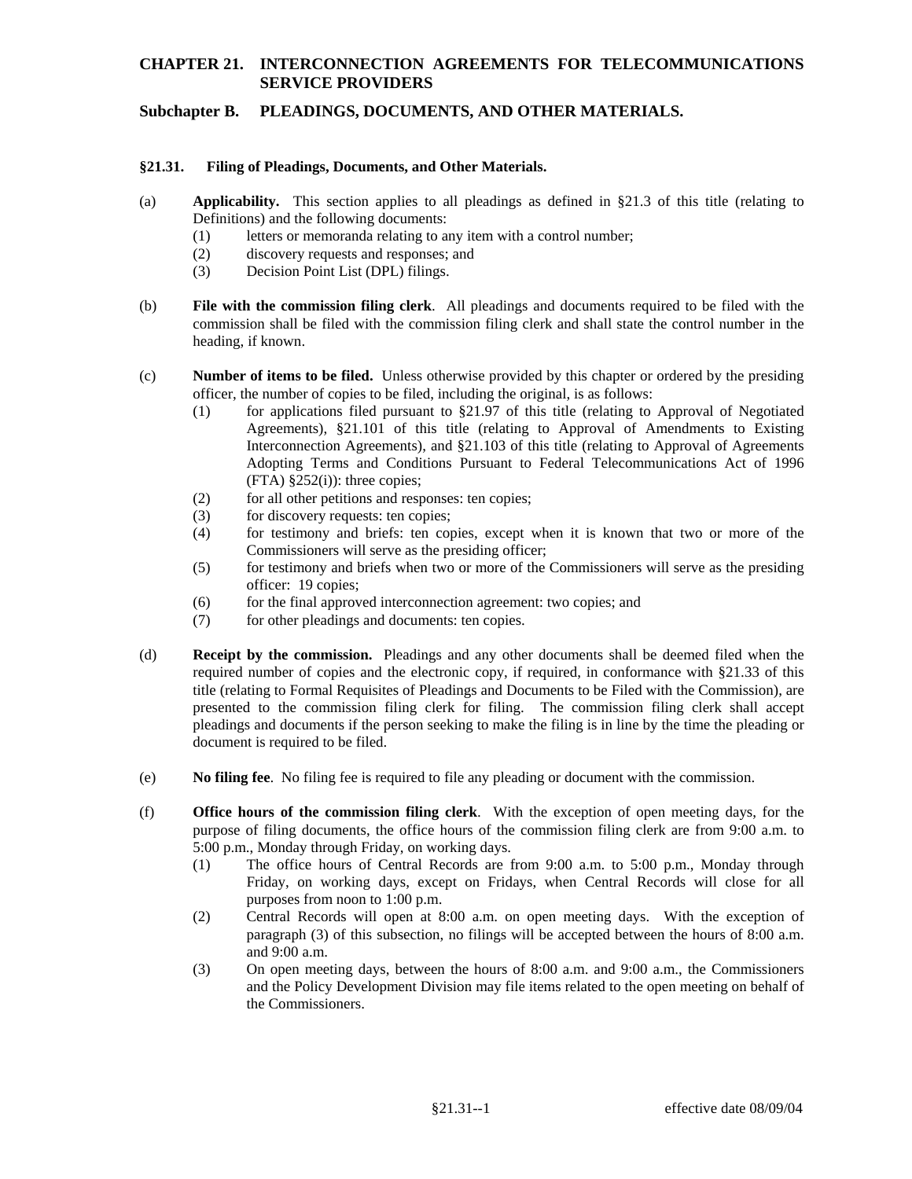# CHAPTER 21. INTERCONNECTION AGREEMENTS FOR TELECOMMUNICATIONS SERVICE PROVIDERS

## Subchapter B. PLEADINGS, DOCUMENTS, AND OTHER MATERIALS.

### §21.31. Filing of Pleadings, Documents, and Other Materials.

(a) **Applicability.** This section applies to all pleadings as defined in §21.3 of this title (relating to Definitions) and the following documents:

- (1) letters or memoranda relating to any item with a control number;
- (2) discovery requests and responses; and
- (3) Decision Point List (DPL) filings.

(b) **File with the commission filing clerk**. All pleadings and documents required to be filed with the commission shall be filed with the commission filing clerk and shall state the control number in the heading, if known.

(c) **Number of items to be filed.** Unless otherwise provided by this chapter or ordered by the presiding officer, the number of copies to be filed, including the original, is as follows:

- (1) for applications filed pursuant to §21.97 of this title (relating to Approval of Negotiated Agreements), §21.101 of this title (relating to Approval of Amendments to Existing Interconnection Agreements), and §21.103 of this title (relating to Approval of Agreements Adopting Terms and Conditions Pursuant to Federal Telecommunications Act of 1996 (FTA) §252(i)): three copies;
- (2) for all other petitions and responses: ten copies;
- (3) for discovery requests: ten copies;
- (4) for testimony and briefs: ten copies, except when it is known that two or more of the Commissioners will serve as the presiding officer;
- (5) for testimony and briefs when two or more of the Commissioners will serve as the presiding officer: 19 copies;
- (6) for the final approved interconnection agreement: two copies; and
- (7) for other pleadings and documents: ten copies.

(d) **Receipt by the commission.** Pleadings and any other documents shall be deemed filed when the required number of copies and the electronic copy, if required, in conformance with §21.33 of this title (relating to Formal Requisites of Pleadings and Documents to be Filed with the Commission), are presented to the commission filing clerk for filing. The commission filing clerk shall accept pleadings and documents if the person seeking to make the filing is in line by the time the pleading or document is required to be filed.

(e) **No filing fee**. No filing fee is required to file any pleading or document with the commission.

(f) **Office hours of the commission filing clerk**. With the exception of open meeting days, for the purpose of filing documents, the office hours of the commission filing clerk are from 9:00 a.m. to 5:00 p.m., Monday through Friday, on working days.

- (1) The office hours of Central Records are from 9:00 a.m. to 5:00 p.m., Monday through Friday, on working days, except on Fridays, when Central Records will close for all purposes from noon to 1:00 p.m.
- (2) Central Records will open at 8:00 a.m. on open meeting days. With the exception of paragraph (3) of this subsection, no filings will be accepted between the hours of 8:00 a.m. and 9:00 a.m.
- (3) On open meeting days, between the hours of 8:00 a.m. and 9:00 a.m., the Commissioners and the Policy Development Division may file items related to the open meeting on behalf of the Commissioners.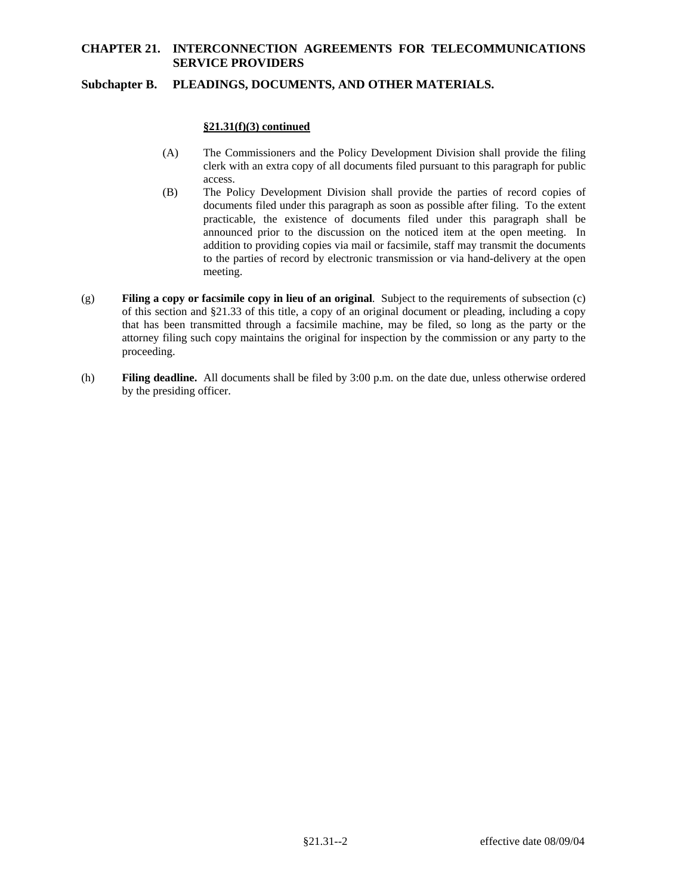**§21.31(f)(3) continued**

(A) The Commissioners and the Policy Development Division shall provide the filing clerk with an extra copy of all documents filed pursuant to this paragraph for public access.

(B) The Policy Development Division shall provide the parties of record copies of documents filed under this paragraph as soon as possible after filing. To the extent practicable, the existence of documents filed under this paragraph shall be announced prior to the discussion on the noticed item at the open meeting. In addition to providing copies via mail or facsimile, staff may transmit the documents to the parties of record by electronic transmission or via hand-delivery at the open meeting.

(g) **Filing a copy or facsimile copy in lieu of an original**. Subject to the requirements of subsection (c) of this section and §21.33 of this title, a copy of an original document or pleading, including a copy that has been transmitted through a facsimile machine, may be filed, so long as the party or the attorney filing such copy maintains the original for inspection by the commission or any party to the proceeding.

(h) **Filing deadline.** All documents shall be filed by 3:00 p.m. on the date due, unless otherwise ordered by the presiding officer.